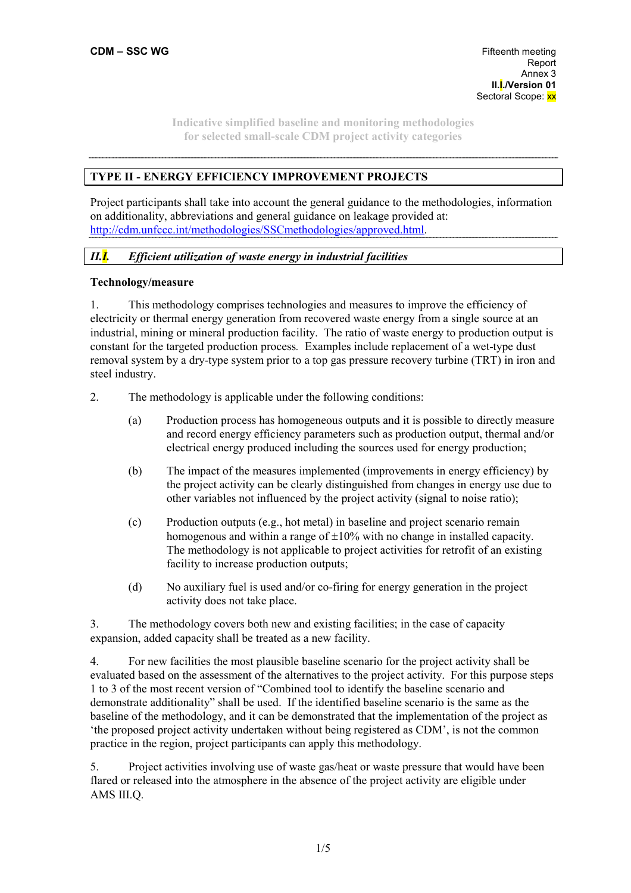CDM – SSC WG

Fifteenth meeting
Report
Annex 3
**II.I./Version 01**
Sectoral Scope: xx

Indicative simplified baseline and monitoring methodologies
for selected small-scale CDM project activity categories

## TYPE II - ENERGY EFFICIENCY IMPROVEMENT PROJECTS

Project participants shall take into account the general guidance to the methodologies, information on additionality, abbreviations and general guidance on leakage provided at: http://cdm.unfccc.int/methodologies/SSCmethodologies/approved.html.

## *II.I. Efficient utilization of waste energy in industrial facilities*

### Technology/measure

1. This methodology comprises technologies and measures to improve the efficiency of electricity or thermal energy generation from recovered waste energy from a single source at an industrial, mining or mineral production facility. The ratio of waste energy to production output is constant for the targeted production process. Examples include replacement of a wet-type dust removal system by a dry-type system prior to a top gas pressure recovery turbine (TRT) in iron and steel industry.

2. The methodology is applicable under the following conditions:

   (a) Production process has homogeneous outputs and it is possible to directly measure and record energy efficiency parameters such as production output, thermal and/or electrical energy produced including the sources used for energy production;

   (b) The impact of the measures implemented (improvements in energy efficiency) by the project activity can be clearly distinguished from changes in energy use due to other variables not influenced by the project activity (signal to noise ratio);

   (c) Production outputs (e.g., hot metal) in baseline and project scenario remain homogenous and within a range of ±10% with no change in installed capacity. The methodology is not applicable to project activities for retrofit of an existing facility to increase production outputs;

   (d) No auxiliary fuel is used and/or co-firing for energy generation in the project activity does not take place.

3. The methodology covers both new and existing facilities; in the case of capacity expansion, added capacity shall be treated as a new facility.

4. For new facilities the most plausible baseline scenario for the project activity shall be evaluated based on the assessment of the alternatives to the project activity. For this purpose steps 1 to 3 of the most recent version of "Combined tool to identify the baseline scenario and demonstrate additionality" shall be used. If the identified baseline scenario is the same as the baseline of the methodology, and it can be demonstrated that the implementation of the project as 'the proposed project activity undertaken without being registered as CDM', is not the common practice in the region, project participants can apply this methodology.

5. Project activities involving use of waste gas/heat or waste pressure that would have been flared or released into the atmosphere in the absence of the project activity are eligible under AMS III.Q.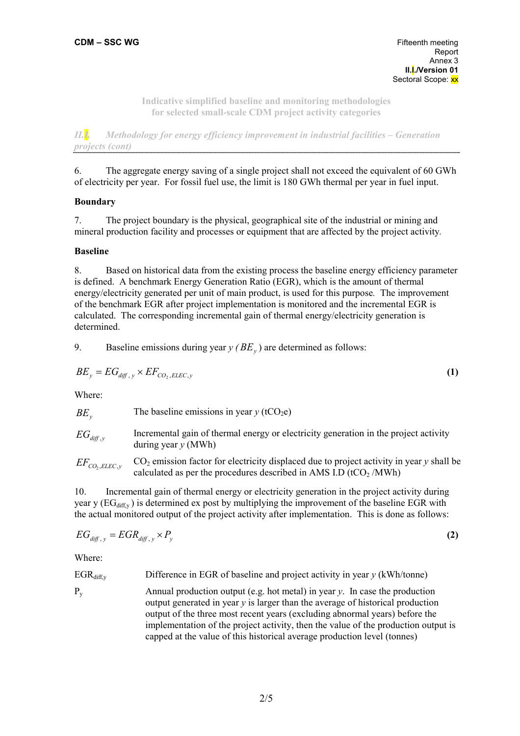**Indicative simplified baseline and monitoring methodologies for selected small-scale CDM project activity categories**

*II.I. Methodology for energy efficiency improvement in industrial facilities – Generation projects (cont)*

6. The aggregate energy saving of a single project shall not exceed the equivalent of 60 GWh of electricity per year. For fossil fuel use, the limit is 180 GWh thermal per year in fuel input.

**Boundary**

7. The project boundary is the physical, geographical site of the industrial or mining and mineral production facility and processes or equipment that are affected by the project activity.

**Baseline**

8. Based on historical data from the existing process the baseline energy efficiency parameter is defined. A benchmark Energy Generation Ratio (EGR), which is the amount of thermal energy/electricity generated per unit of main product, is used for this purpose. The improvement of the benchmark EGR after project implementation is monitored and the incremental EGR is calculated. The corresponding incremental gain of thermal energy/electricity generation is determined.

9. Baseline emissions during year *y* ($BE_y$) are determined as follows:

$$BE_y = EG_{diff,y} \times EF_{CO_2,ELEC,y} \quad \textbf{(1)}$$

Where:

| | |
|---|---|
| $BE_y$ | The baseline emissions in year *y* ($tCO_2e$) |
| $EG_{diff,y}$ | Incremental gain of thermal energy or electricity generation in the project activity during year *y* (MWh) |
| $EF_{CO_2,ELEC,y}$ | $CO_2$ emission factor for electricity displaced due to project activity in year *y* shall be calculated as per the procedures described in AMS I.D ($tCO_2$ /MWh) |

10. Incremental gain of thermal energy or electricity generation in the project activity during year y ($EG_{diff,y}$) is determined ex post by multiplying the improvement of the baseline EGR with the actual monitored output of the project activity after implementation. This is done as follows:

$$EG_{diff,y} = EGR_{diff,y} \times P_y \quad \textbf{(2)}$$

Where:

| | |
|---|---|
| $EGR_{diff,y}$ | Difference in EGR of baseline and project activity in year *y* (kWh/tonne) |
| $P_y$ | Annual production output (e.g. hot metal) in year *y*. In case the production output generated in year *y* is larger than the average of historical production output of the three most recent years (excluding abnormal years) before the implementation of the project activity, then the value of the production output is capped at the value of this historical average production level (tonnes) |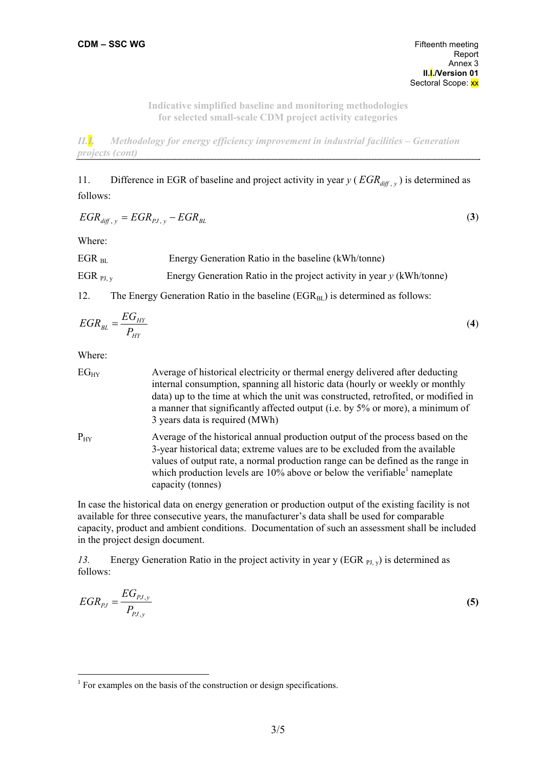**Indicative simplified baseline and monitoring methodologies for selected small-scale CDM project activity categories**

***II.I. Methodology for energy efficiency improvement in industrial facilities – Generation projects (cont)***

11. Difference in EGR of baseline and project activity in year *y* ( $EGR_{diff\,,\,y}$ ) is determined as follows:

$$EGR_{diff\,,\,y} = EGR_{PJ\,,\,y} - EGR_{BL} \tag{3}$$

Where:

$EGR_{BL}$ Energy Generation Ratio in the baseline (kWh/tonne)

$EGR_{PJ,\,y}$ Energy Generation Ratio in the project activity in year *y* (kWh/tonne)

12. The Energy Generation Ratio in the baseline ($EGR_{BL}$) is determined as follows:

$$EGR_{BL} = \frac{EG_{HY}}{P_{HY}} \tag{4}$$

Where:

$EG_{HY}$ Average of historical electricity or thermal energy delivered after deducting internal consumption, spanning all historic data (hourly or weekly or monthly data) up to the time at which the unit was constructed, retrofitted, or modified in a manner that significantly affected output (i.e. by 5% or more), a minimum of 3 years data is required (MWh)

$P_{HY}$ Average of the historical annual production output of the process based on the 3-year historical data; extreme values are to be excluded from the available values of output rate, a normal production range can be defined as the range in which production levels are 10% above or below the verifiable[1] nameplate capacity (tonnes)

In case the historical data on energy generation or production output of the existing facility is not available for three consecutive years, the manufacturer's data shall be used for comparable capacity, product and ambient conditions. Documentation of such an assessment shall be included in the project design document.

*13.* Energy Generation Ratio in the project activity in year y ($EGR_{PJ,\,y}$) is determined as follows:

$$EGR_{PJ} = \frac{EG_{PJ,y}}{P_{PJ,y}} \tag{5}$$

---

[1] For examples on the basis of the construction or design specifications.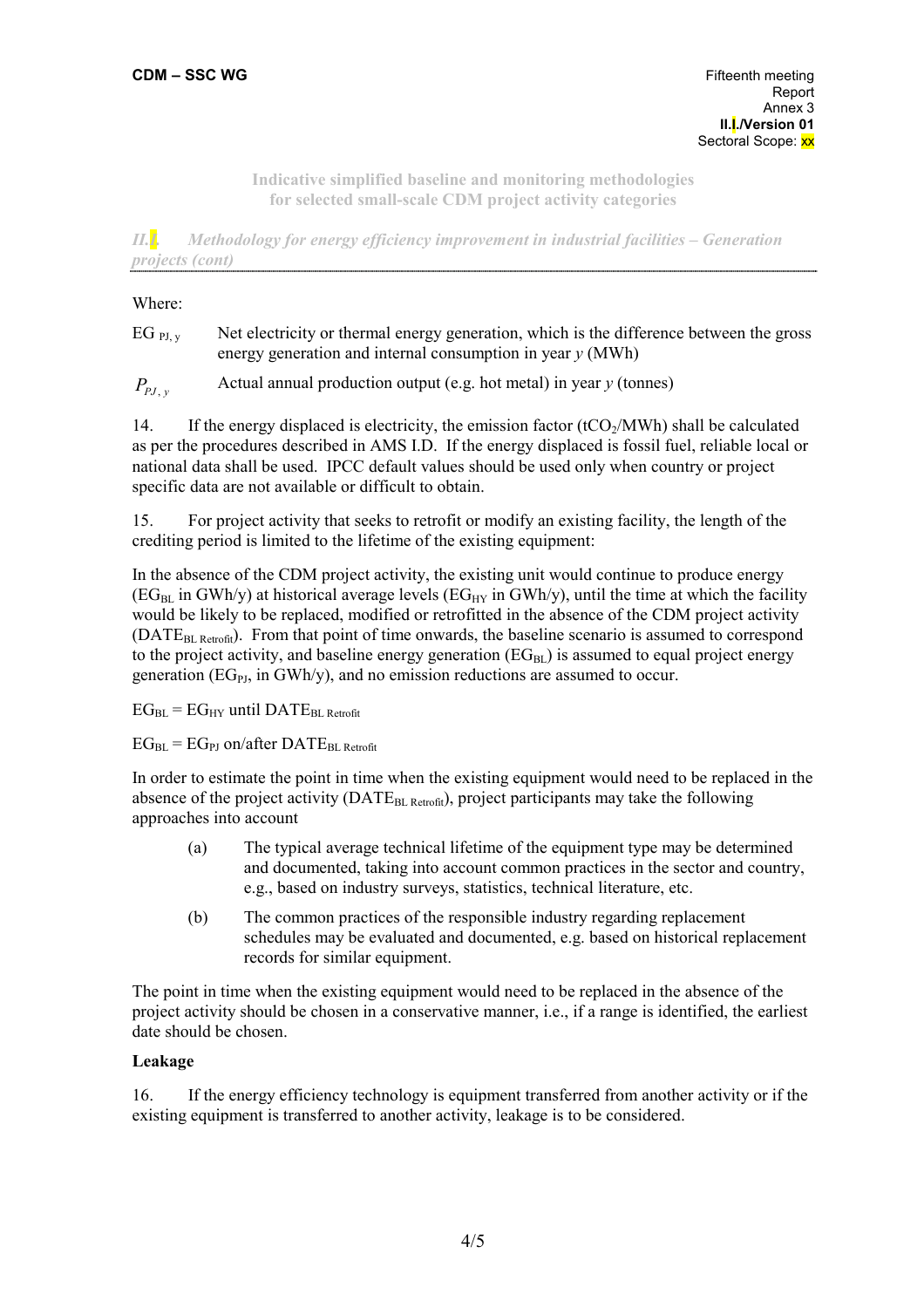Where:

$EG_{PJ,y}$ Net electricity or thermal energy generation, which is the difference between the gross energy generation and internal consumption in year *y* (MWh)

$P_{PJ,y}$ Actual annual production output (e.g. hot metal) in year *y* (tonnes)

14. If the energy displaced is electricity, the emission factor ($tCO_2/MWh$) shall be calculated as per the procedures described in AMS I.D. If the energy displaced is fossil fuel, reliable local or national data shall be used. IPCC default values should be used only when country or project specific data are not available or difficult to obtain.

15. For project activity that seeks to retrofit or modify an existing facility, the length of the crediting period is limited to the lifetime of the existing equipment:

In the absence of the CDM project activity, the existing unit would continue to produce energy ($EG_{BL}$ in GWh/y) at historical average levels ($EG_{HY}$ in GWh/y), until the time at which the facility would be likely to be replaced, modified or retrofitted in the absence of the CDM project activity ($DATE_{BL\ Retrofit}$). From that point of time onwards, the baseline scenario is assumed to correspond to the project activity, and baseline energy generation ($EG_{BL}$) is assumed to equal project energy generation ($EG_{PJ}$, in GWh/y), and no emission reductions are assumed to occur.

$EG_{BL} = EG_{HY}$ until $DATE_{BL\ Retrofit}$

$EG_{BL} = EG_{PJ}$ on/after $DATE_{BL\ Retrofit}$

In order to estimate the point in time when the existing equipment would need to be replaced in the absence of the project activity ($DATE_{BL\ Retrofit}$), project participants may take the following approaches into account

(a) The typical average technical lifetime of the equipment type may be determined and documented, taking into account common practices in the sector and country, e.g., based on industry surveys, statistics, technical literature, etc.

(b) The common practices of the responsible industry regarding replacement schedules may be evaluated and documented, e.g. based on historical replacement records for similar equipment.

The point in time when the existing equipment would need to be replaced in the absence of the project activity should be chosen in a conservative manner, i.e., if a range is identified, the earliest date should be chosen.

**Leakage**

16. If the energy efficiency technology is equipment transferred from another activity or if the existing equipment is transferred to another activity, leakage is to be considered.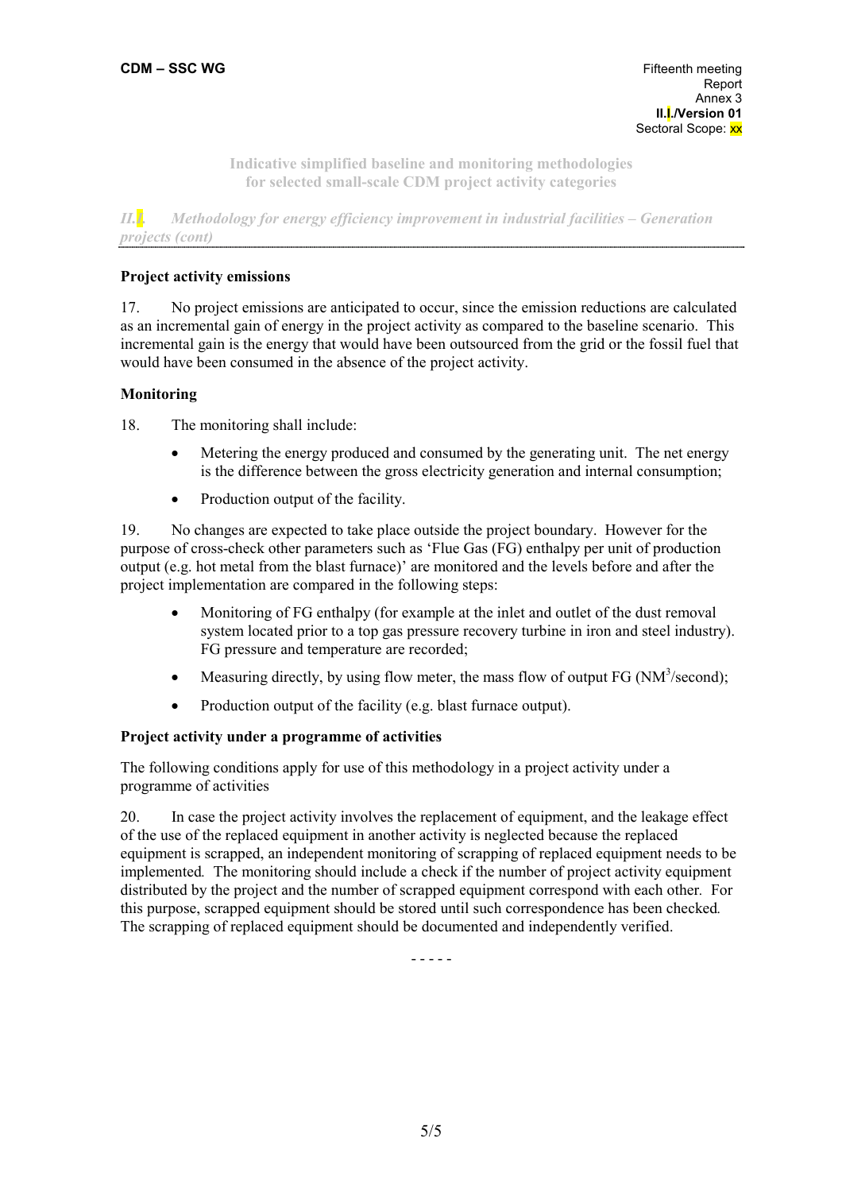Indicative simplified baseline and monitoring methodologies for selected small-scale CDM project activity categories

*II.I. Methodology for energy efficiency improvement in industrial facilities – Generation projects (cont)*

**Project activity emissions**

17. No project emissions are anticipated to occur, since the emission reductions are calculated as an incremental gain of energy in the project activity as compared to the baseline scenario. This incremental gain is the energy that would have been outsourced from the grid or the fossil fuel that would have been consumed in the absence of the project activity.

**Monitoring**

18. The monitoring shall include:

- Metering the energy produced and consumed by the generating unit. The net energy is the difference between the gross electricity generation and internal consumption;
- Production output of the facility.

19. No changes are expected to take place outside the project boundary. However for the purpose of cross-check other parameters such as 'Flue Gas (FG) enthalpy per unit of production output (e.g. hot metal from the blast furnace)' are monitored and the levels before and after the project implementation are compared in the following steps:

- Monitoring of FG enthalpy (for example at the inlet and outlet of the dust removal system located prior to a top gas pressure recovery turbine in iron and steel industry). FG pressure and temperature are recorded;
- Measuring directly, by using flow meter, the mass flow of output FG ($NM^3$/second);
- Production output of the facility (e.g. blast furnace output).

**Project activity under a programme of activities**

The following conditions apply for use of this methodology in a project activity under a programme of activities

20. In case the project activity involves the replacement of equipment, and the leakage effect of the use of the replaced equipment in another activity is neglected because the replaced equipment is scrapped, an independent monitoring of scrapping of replaced equipment needs to be implemented*.* The monitoring should include a check if the number of project activity equipment distributed by the project and the number of scrapped equipment correspond with each other. For this purpose, scrapped equipment should be stored until such correspondence has been checked*.* The scrapping of replaced equipment should be documented and independently verified.

- - - - -